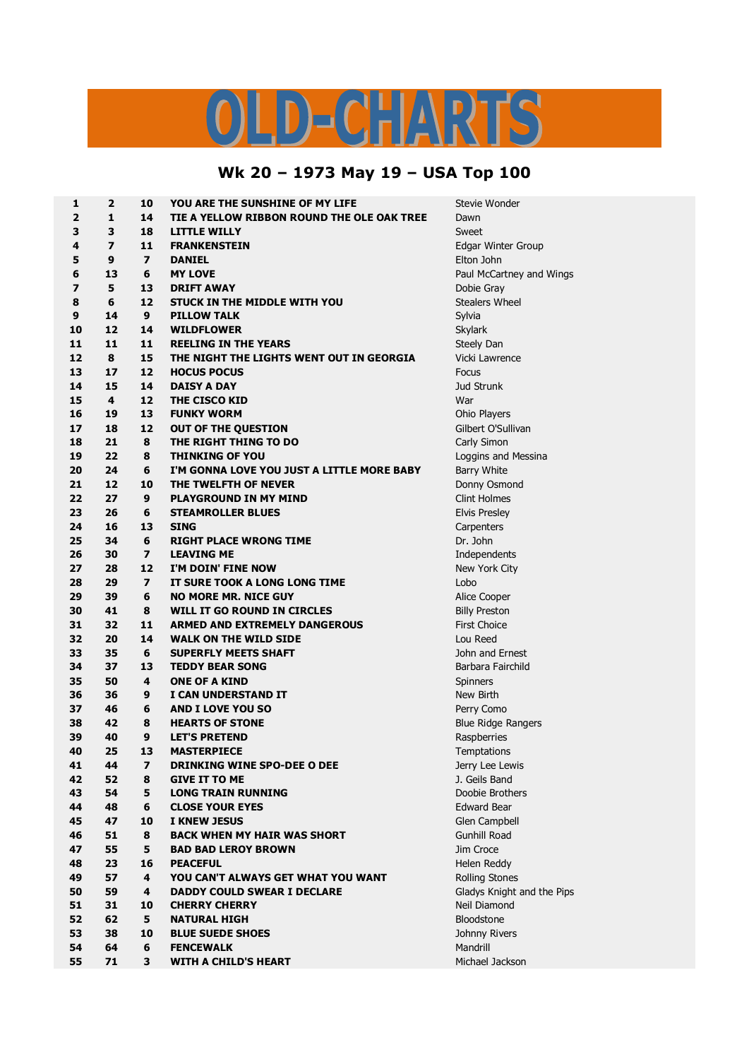# OLD-CHARTS

## Wk 20 – 1973 May 19 – USA Top 100

| | | | | |
|---|---|---|---|---|
| 1 | 2 | 10 | YOU ARE THE SUNSHINE OF MY LIFE | Stevie Wonder |
| 2 | 1 | 14 | TIE A YELLOW RIBBON ROUND THE OLE OAK TREE | Dawn |
| 3 | 3 | 18 | LITTLE WILLY | Sweet |
| 4 | 7 | 11 | FRANKENSTEIN | Edgar Winter Group |
| 5 | 9 | 7 | DANIEL | Elton John |
| 6 | 13 | 6 | MY LOVE | Paul McCartney and Wings |
| 7 | 5 | 13 | DRIFT AWAY | Dobie Gray |
| 8 | 6 | 12 | STUCK IN THE MIDDLE WITH YOU | Stealers Wheel |
| 9 | 14 | 9 | PILLOW TALK | Sylvia |
| 10 | 12 | 14 | WILDFLOWER | Skylark |
| 11 | 11 | 11 | REELING IN THE YEARS | Steely Dan |
| 12 | 8 | 15 | THE NIGHT THE LIGHTS WENT OUT IN GEORGIA | Vicki Lawrence |
| 13 | 17 | 12 | HOCUS POCUS | Focus |
| 14 | 15 | 14 | DAISY A DAY | Jud Strunk |
| 15 | 4 | 12 | THE CISCO KID | War |
| 16 | 19 | 13 | FUNKY WORM | Ohio Players |
| 17 | 18 | 12 | OUT OF THE QUESTION | Gilbert O'Sullivan |
| 18 | 21 | 8 | THE RIGHT THING TO DO | Carly Simon |
| 19 | 22 | 8 | THINKING OF YOU | Loggins and Messina |
| 20 | 24 | 6 | I'M GONNA LOVE YOU JUST A LITTLE MORE BABY | Barry White |
| 21 | 12 | 10 | THE TWELFTH OF NEVER | Donny Osmond |
| 22 | 27 | 9 | PLAYGROUND IN MY MIND | Clint Holmes |
| 23 | 26 | 6 | STEAMROLLER BLUES | Elvis Presley |
| 24 | 16 | 13 | SING | Carpenters |
| 25 | 34 | 6 | RIGHT PLACE WRONG TIME | Dr. John |
| 26 | 30 | 7 | LEAVING ME | Independents |
| 27 | 28 | 12 | I'M DOIN' FINE NOW | New York City |
| 28 | 29 | 7 | IT SURE TOOK A LONG LONG TIME | Lobo |
| 29 | 39 | 6 | NO MORE MR. NICE GUY | Alice Cooper |
| 30 | 41 | 8 | WILL IT GO ROUND IN CIRCLES | Billy Preston |
| 31 | 32 | 11 | ARMED AND EXTREMELY DANGEROUS | First Choice |
| 32 | 20 | 14 | WALK ON THE WILD SIDE | Lou Reed |
| 33 | 35 | 6 | SUPERFLY MEETS SHAFT | John and Ernest |
| 34 | 37 | 13 | TEDDY BEAR SONG | Barbara Fairchild |
| 35 | 50 | 4 | ONE OF A KIND | Spinners |
| 36 | 36 | 9 | I CAN UNDERSTAND IT | New Birth |
| 37 | 46 | 6 | AND I LOVE YOU SO | Perry Como |
| 38 | 42 | 8 | HEARTS OF STONE | Blue Ridge Rangers |
| 39 | 40 | 9 | LET'S PRETEND | Raspberries |
| 40 | 25 | 13 | MASTERPIECE | Temptations |
| 41 | 44 | 7 | DRINKING WINE SPO-DEE O DEE | Jerry Lee Lewis |
| 42 | 52 | 8 | GIVE IT TO ME | J. Geils Band |
| 43 | 54 | 5 | LONG TRAIN RUNNING | Doobie Brothers |
| 44 | 48 | 6 | CLOSE YOUR EYES | Edward Bear |
| 45 | 47 | 10 | I KNEW JESUS | Glen Campbell |
| 46 | 51 | 8 | BACK WHEN MY HAIR WAS SHORT | Gunhill Road |
| 47 | 55 | 5 | BAD BAD LEROY BROWN | Jim Croce |
| 48 | 23 | 16 | PEACEFUL | Helen Reddy |
| 49 | 57 | 4 | YOU CAN'T ALWAYS GET WHAT YOU WANT | Rolling Stones |
| 50 | 59 | 4 | DADDY COULD SWEAR I DECLARE | Gladys Knight and the Pips |
| 51 | 31 | 10 | CHERRY CHERRY | Neil Diamond |
| 52 | 62 | 5 | NATURAL HIGH | Bloodstone |
| 53 | 38 | 10 | BLUE SUEDE SHOES | Johnny Rivers |
| 54 | 64 | 6 | FENCEWALK | Mandrill |
| 55 | 71 | 3 | WITH A CHILD'S HEART | Michael Jackson |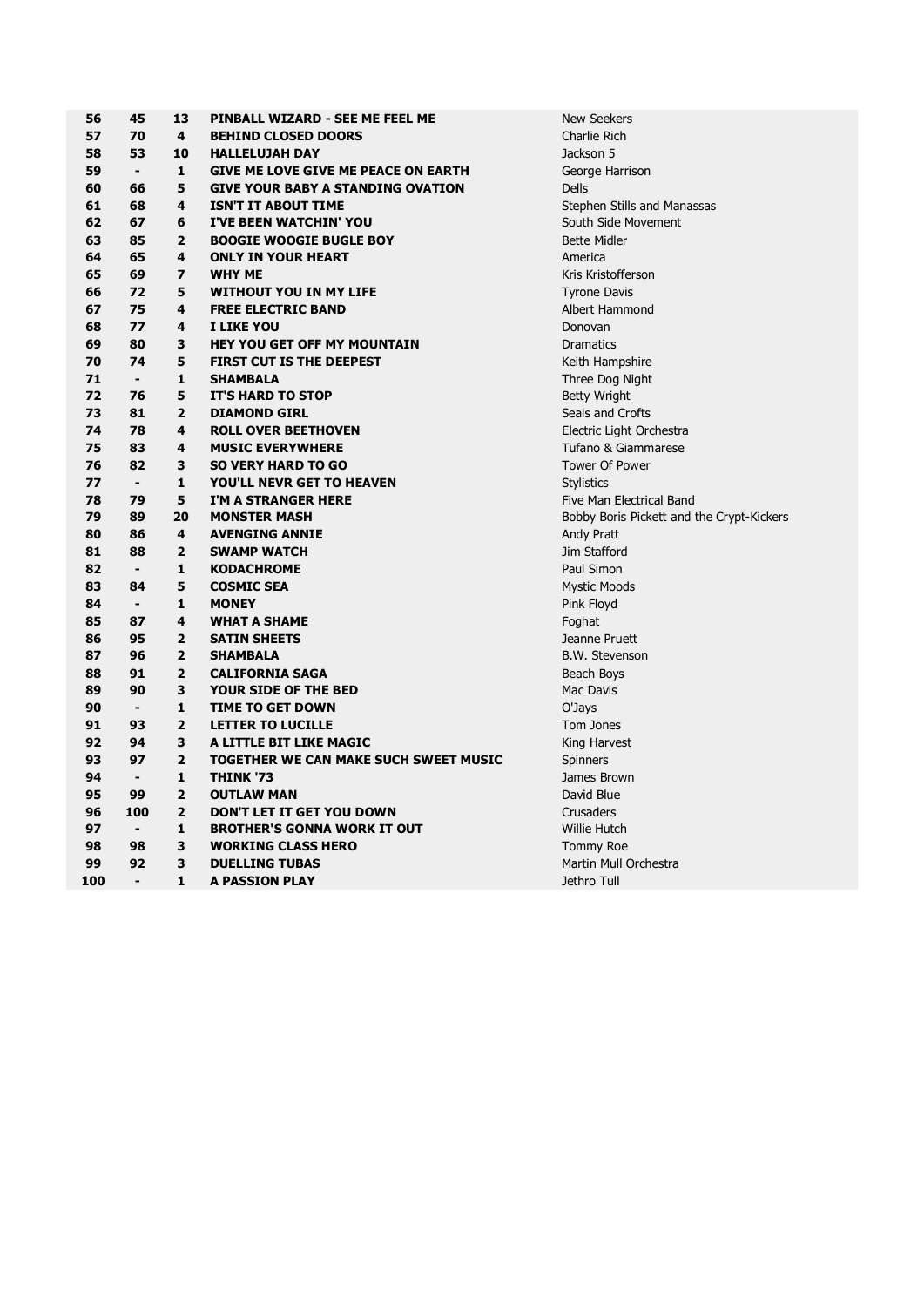| | | | | |
|---|---|---|---|---|
| **56** | **45** | **13** | **PINBALL WIZARD - SEE ME FEEL ME** | New Seekers |
| **57** | **70** | **4** | **BEHIND CLOSED DOORS** | Charlie Rich |
| **58** | **53** | **10** | **HALLELUJAH DAY** | Jackson 5 |
| **59** | **-** | **1** | **GIVE ME LOVE GIVE ME PEACE ON EARTH** | George Harrison |
| **60** | **66** | **5** | **GIVE YOUR BABY A STANDING OVATION** | Dells |
| **61** | **68** | **4** | **ISN'T IT ABOUT TIME** | Stephen Stills and Manassas |
| **62** | **67** | **6** | **I'VE BEEN WATCHIN' YOU** | South Side Movement |
| **63** | **85** | **2** | **BOOGIE WOOGIE BUGLE BOY** | Bette Midler |
| **64** | **65** | **4** | **ONLY IN YOUR HEART** | America |
| **65** | **69** | **7** | **WHY ME** | Kris Kristofferson |
| **66** | **72** | **5** | **WITHOUT YOU IN MY LIFE** | Tyrone Davis |
| **67** | **75** | **4** | **FREE ELECTRIC BAND** | Albert Hammond |
| **68** | **77** | **4** | **I LIKE YOU** | Donovan |
| **69** | **80** | **3** | **HEY YOU GET OFF MY MOUNTAIN** | Dramatics |
| **70** | **74** | **5** | **FIRST CUT IS THE DEEPEST** | Keith Hampshire |
| **71** | **-** | **1** | **SHAMBALA** | Three Dog Night |
| **72** | **76** | **5** | **IT'S HARD TO STOP** | Betty Wright |
| **73** | **81** | **2** | **DIAMOND GIRL** | Seals and Crofts |
| **74** | **78** | **4** | **ROLL OVER BEETHOVEN** | Electric Light Orchestra |
| **75** | **83** | **4** | **MUSIC EVERYWHERE** | Tufano & Giammarese |
| **76** | **82** | **3** | **SO VERY HARD TO GO** | Tower Of Power |
| **77** | **-** | **1** | **YOU'LL NEVR GET TO HEAVEN** | Stylistics |
| **78** | **79** | **5** | **I'M A STRANGER HERE** | Five Man Electrical Band |
| **79** | **89** | **20** | **MONSTER MASH** | Bobby Boris Pickett and the Crypt-Kickers |
| **80** | **86** | **4** | **AVENGING ANNIE** | Andy Pratt |
| **81** | **88** | **2** | **SWAMP WATCH** | Jim Stafford |
| **82** | **-** | **1** | **KODACHROME** | Paul Simon |
| **83** | **84** | **5** | **COSMIC SEA** | Mystic Moods |
| **84** | **-** | **1** | **MONEY** | Pink Floyd |
| **85** | **87** | **4** | **WHAT A SHAME** | Foghat |
| **86** | **95** | **2** | **SATIN SHEETS** | Jeanne Pruett |
| **87** | **96** | **2** | **SHAMBALA** | B.W. Stevenson |
| **88** | **91** | **2** | **CALIFORNIA SAGA** | Beach Boys |
| **89** | **90** | **3** | **YOUR SIDE OF THE BED** | Mac Davis |
| **90** | **-** | **1** | **TIME TO GET DOWN** | O'Jays |
| **91** | **93** | **2** | **LETTER TO LUCILLE** | Tom Jones |
| **92** | **94** | **3** | **A LITTLE BIT LIKE MAGIC** | King Harvest |
| **93** | **97** | **2** | **TOGETHER WE CAN MAKE SUCH SWEET MUSIC** | Spinners |
| **94** | **-** | **1** | **THINK '73** | James Brown |
| **95** | **99** | **2** | **OUTLAW MAN** | David Blue |
| **96** | **100** | **2** | **DON'T LET IT GET YOU DOWN** | Crusaders |
| **97** | **-** | **1** | **BROTHER'S GONNA WORK IT OUT** | Willie Hutch |
| **98** | **98** | **3** | **WORKING CLASS HERO** | Tommy Roe |
| **99** | **92** | **3** | **DUELLING TUBAS** | Martin Mull Orchestra |
| **100** | **-** | **1** | **A PASSION PLAY** | Jethro Tull |